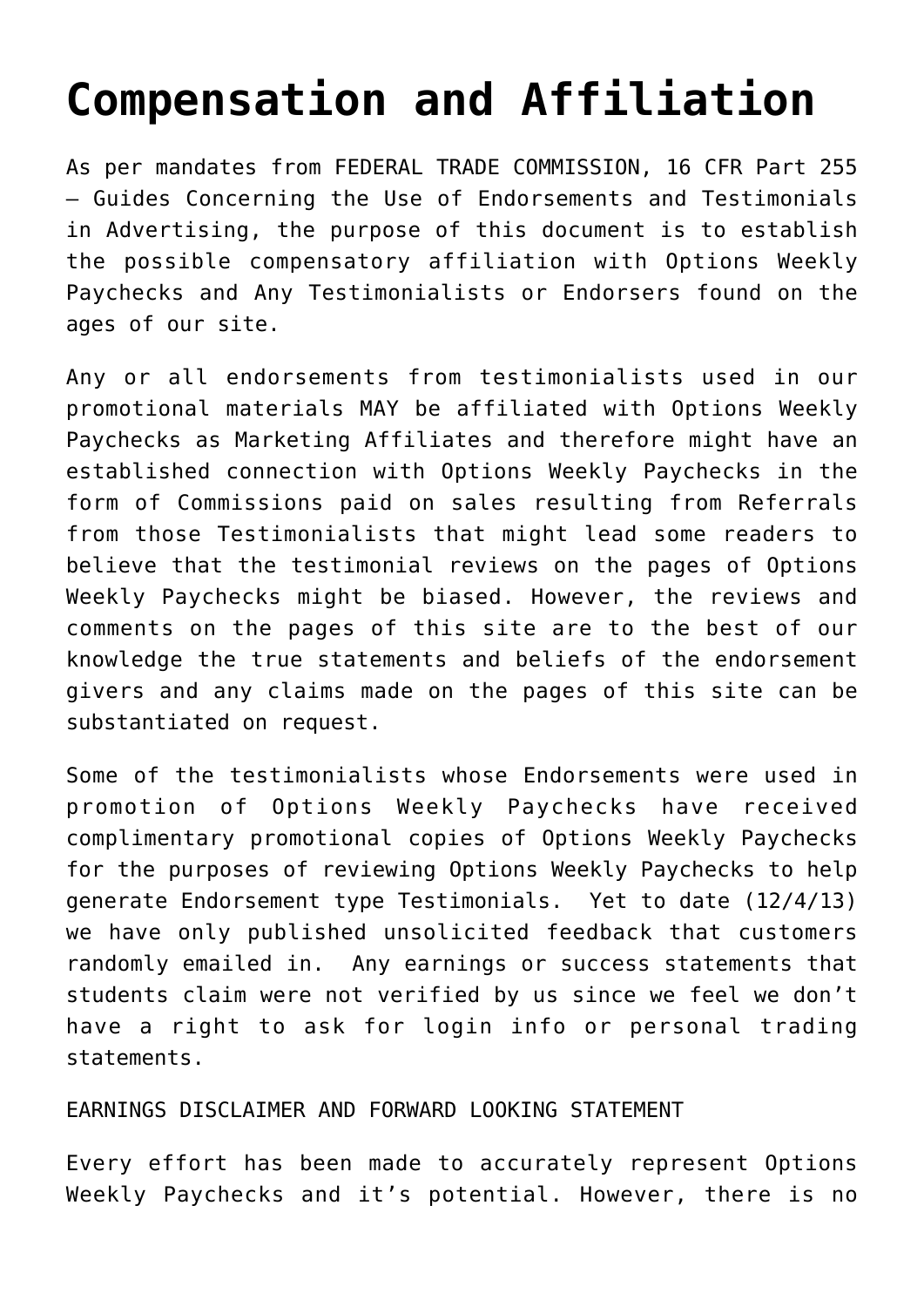# Compensation and Affiliation

As per mandates from FEDERAL TRADE COMMISSION, 16 CFR Part 255 – Guides Concerning the Use of Endorsements and Testimonials in Advertising, the purpose of this document is to establish the possible compensatory affiliation with Options Weekly Paychecks and Any Testimonialists or Endorsers found on the ages of our site.

Any or all endorsements from testimonialists used in our promotional materials MAY be affiliated with Options Weekly Paychecks as Marketing Affiliates and therefore might have an established connection with Options Weekly Paychecks in the form of Commissions paid on sales resulting from Referrals from those Testimonialists that might lead some readers to believe that the testimonial reviews on the pages of Options Weekly Paychecks might be biased. However, the reviews and comments on the pages of this site are to the best of our knowledge the true statements and beliefs of the endorsement givers and any claims made on the pages of this site can be substantiated on request.

Some of the testimonialists whose Endorsements were used in promotion of Options Weekly Paychecks have received complimentary promotional copies of Options Weekly Paychecks for the purposes of reviewing Options Weekly Paychecks to help generate Endorsement type Testimonials. Yet to date (12/4/13) we have only published unsolicited feedback that customers randomly emailed in. Any earnings or success statements that students claim were not verified by us since we feel we don't have a right to ask for login info or personal trading statements.

EARNINGS DISCLAIMER AND FORWARD LOOKING STATEMENT

Every effort has been made to accurately represent Options Weekly Paychecks and it's potential. However, there is no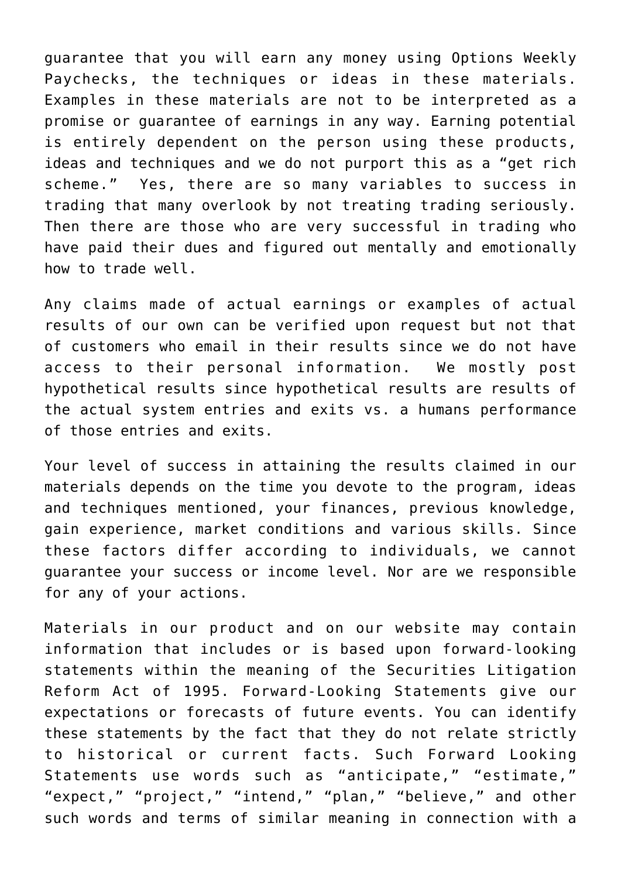guarantee that you will earn any money using Options Weekly Paychecks, the techniques or ideas in these materials. Examples in these materials are not to be interpreted as a promise or guarantee of earnings in any way. Earning potential is entirely dependent on the person using these products, ideas and techniques and we do not purport this as a "get rich scheme."  Yes, there are so many variables to success in trading that many overlook by not treating trading seriously. Then there are those who are very successful in trading who have paid their dues and figured out mentally and emotionally how to trade well.

Any claims made of actual earnings or examples of actual results of our own can be verified upon request but not that of customers who email in their results since we do not have access to their personal information.  We mostly post hypothetical results since hypothetical results are results of the actual system entries and exits vs. a humans performance of those entries and exits.

Your level of success in attaining the results claimed in our materials depends on the time you devote to the program, ideas and techniques mentioned, your finances, previous knowledge, gain experience, market conditions and various skills. Since these factors differ according to individuals, we cannot guarantee your success or income level. Nor are we responsible for any of your actions.

Materials in our product and on our website may contain information that includes or is based upon forward-looking statements within the meaning of the Securities Litigation Reform Act of 1995. Forward-Looking Statements give our expectations or forecasts of future events. You can identify these statements by the fact that they do not relate strictly to historical or current facts. Such Forward Looking Statements use words such as "anticipate," "estimate," "expect," "project," "intend," "plan," "believe," and other such words and terms of similar meaning in connection with a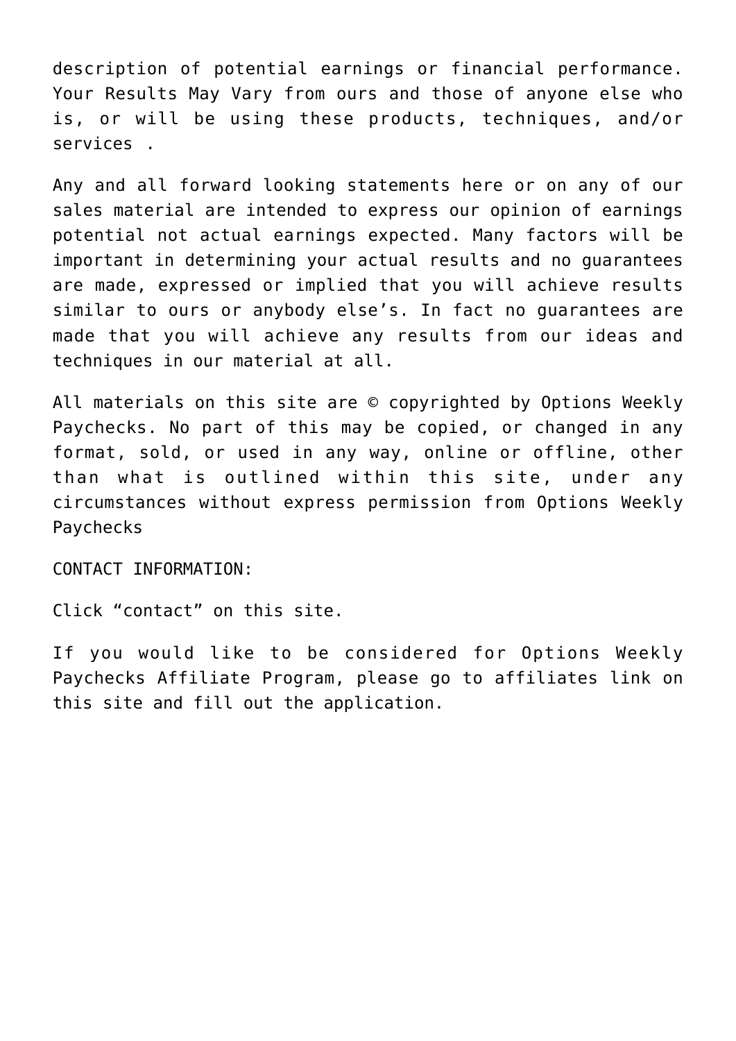description of potential earnings or financial performance. Your Results May Vary from ours and those of anyone else who is, or will be using these products, techniques, and/or services .

Any and all forward looking statements here or on any of our sales material are intended to express our opinion of earnings potential not actual earnings expected. Many factors will be important in determining your actual results and no guarantees are made, expressed or implied that you will achieve results similar to ours or anybody else's. In fact no guarantees are made that you will achieve any results from our ideas and techniques in our material at all.

All materials on this site are © copyrighted by Options Weekly Paychecks. No part of this may be copied, or changed in any format, sold, or used in any way, online or offline, other than what is outlined within this site, under any circumstances without express permission from Options Weekly Paychecks

CONTACT INFORMATION:

Click "contact" on this site.

If you would like to be considered for Options Weekly Paychecks Affiliate Program, please go to affiliates link on this site and fill out the application.